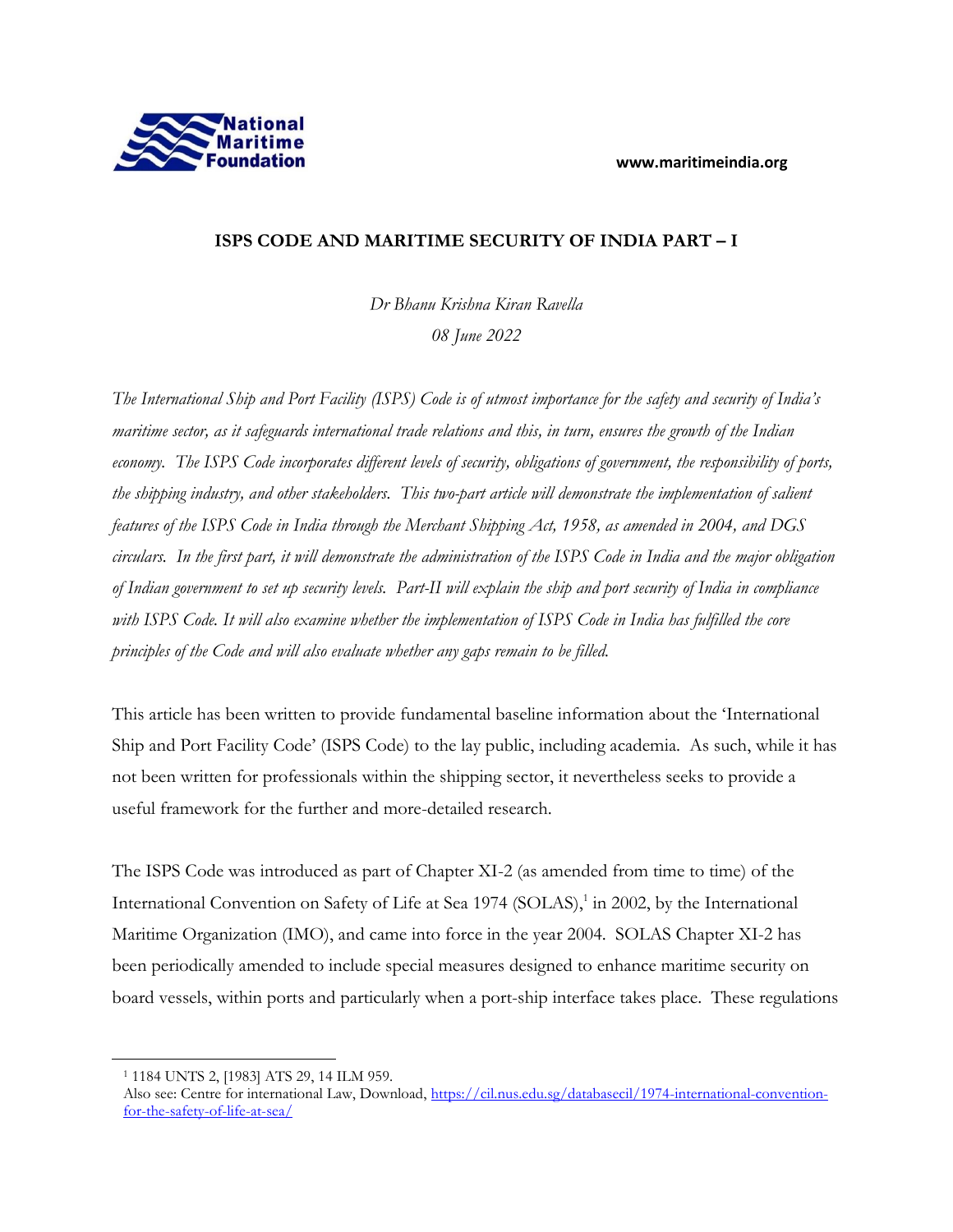# ISPS CODE AND MARITIME SECURITY OF INDIA PART – I

*Dr Bhanu Krishna Kiran Ravella*

*08 June 2022*

*The International Ship and Port Facility (ISPS) Code is of utmost importance for the safety and security of India's maritime sector, as it safeguards international trade relations and this, in turn, ensures the growth of the Indian economy. The ISPS Code incorporates different levels of security, obligations of government, the responsibility of ports, the shipping industry, and other stakeholders. This two-part article will demonstrate the implementation of salient features of the ISPS Code in India through the Merchant Shipping Act, 1958, as amended in 2004, and DGS circulars. In the first part, it will demonstrate the administration of the ISPS Code in India and the major obligation of Indian government to set up security levels. Part-II will explain the ship and port security of India in compliance with ISPS Code. It will also examine whether the implementation of ISPS Code in India has fulfilled the core principles of the Code and will also evaluate whether any gaps remain to be filled.*

This article has been written to provide fundamental baseline information about the 'International Ship and Port Facility Code' (ISPS Code) to the lay public, including academia. As such, while it has not been written for professionals within the shipping sector, it nevertheless seeks to provide a useful framework for the further and more-detailed research.

The ISPS Code was introduced as part of Chapter XI-2 (as amended from time to time) of the International Convention on Safety of Life at Sea 1974 (SOLAS),[1] in 2002, by the International Maritime Organization (IMO), and came into force in the year 2004. SOLAS Chapter XI-2 has been periodically amended to include special measures designed to enhance maritime security on board vessels, within ports and particularly when a port-ship interface takes place. These regulations

---

[1] 1184 UNTS 2, [1983] ATS 29, 14 ILM 959.
Also see: Centre for international Law, Download, https://cil.nus.edu.sg/databasecil/1974-international-convention-for-the-safety-of-life-at-sea/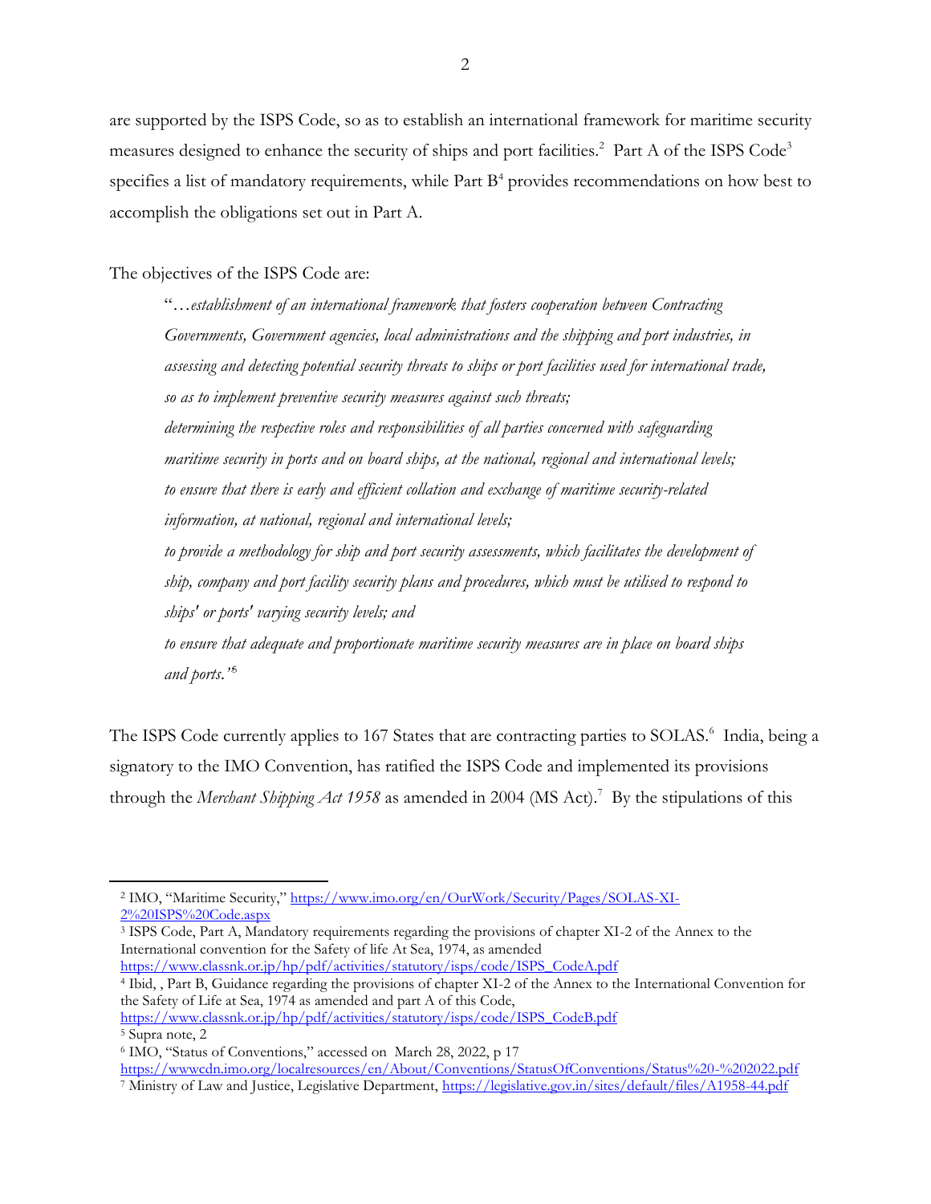are supported by the ISPS Code, so as to establish an international framework for maritime security measures designed to enhance the security of ships and port facilities.[2] Part A of the ISPS Code[3] specifies a list of mandatory requirements, while Part B[4] provides recommendations on how best to accomplish the obligations set out in Part A.

The objectives of the ISPS Code are:

> "*…establishment of an international framework that fosters cooperation between Contracting Governments, Government agencies, local administrations and the shipping and port industries, in assessing and detecting potential security threats to ships or port facilities used for international trade, so as to implement preventive security measures against such threats;*
> *determining the respective roles and responsibilities of all parties concerned with safeguarding maritime security in ports and on board ships, at the national, regional and international levels;*
> *to ensure that there is early and efficient collation and exchange of maritime security-related information, at national, regional and international levels;*
> *to provide a methodology for ship and port security assessments, which facilitates the development of ship, company and port facility security plans and procedures, which must be utilised to respond to ships' or ports' varying security levels; and*
> *to ensure that adequate and proportionate maritime security measures are in place on board ships and ports.*"[5]

The ISPS Code currently applies to 167 States that are contracting parties to SOLAS.[6] India, being a signatory to the IMO Convention, has ratified the ISPS Code and implemented its provisions through the *Merchant Shipping Act 1958* as amended in 2004 (MS Act).[7] By the stipulations of this

---

[2] IMO, "Maritime Security," https://www.imo.org/en/OurWork/Security/Pages/SOLAS-XI-2%20ISPS%20Code.aspx

[3] ISPS Code, Part A, Mandatory requirements regarding the provisions of chapter XI-2 of the Annex to the International convention for the Safety of life At Sea, 1974, as amended https://www.classnk.or.jp/hp/pdf/activities/statutory/isps/code/ISPS_CodeA.pdf

[4] Ibid, , Part B, Guidance regarding the provisions of chapter XI-2 of the Annex to the International Convention for the Safety of Life at Sea, 1974 as amended and part A of this Code, https://www.classnk.or.jp/hp/pdf/activities/statutory/isps/code/ISPS_CodeB.pdf

[5] Supra note, 2

[6] IMO, "Status of Conventions," accessed on March 28, 2022, p 17 https://wwwcdn.imo.org/localresources/en/About/Conventions/StatusOfConventions/Status%20-%202022.pdf

[7] Ministry of Law and Justice, Legislative Department, https://legislative.gov.in/sites/default/files/A1958-44.pdf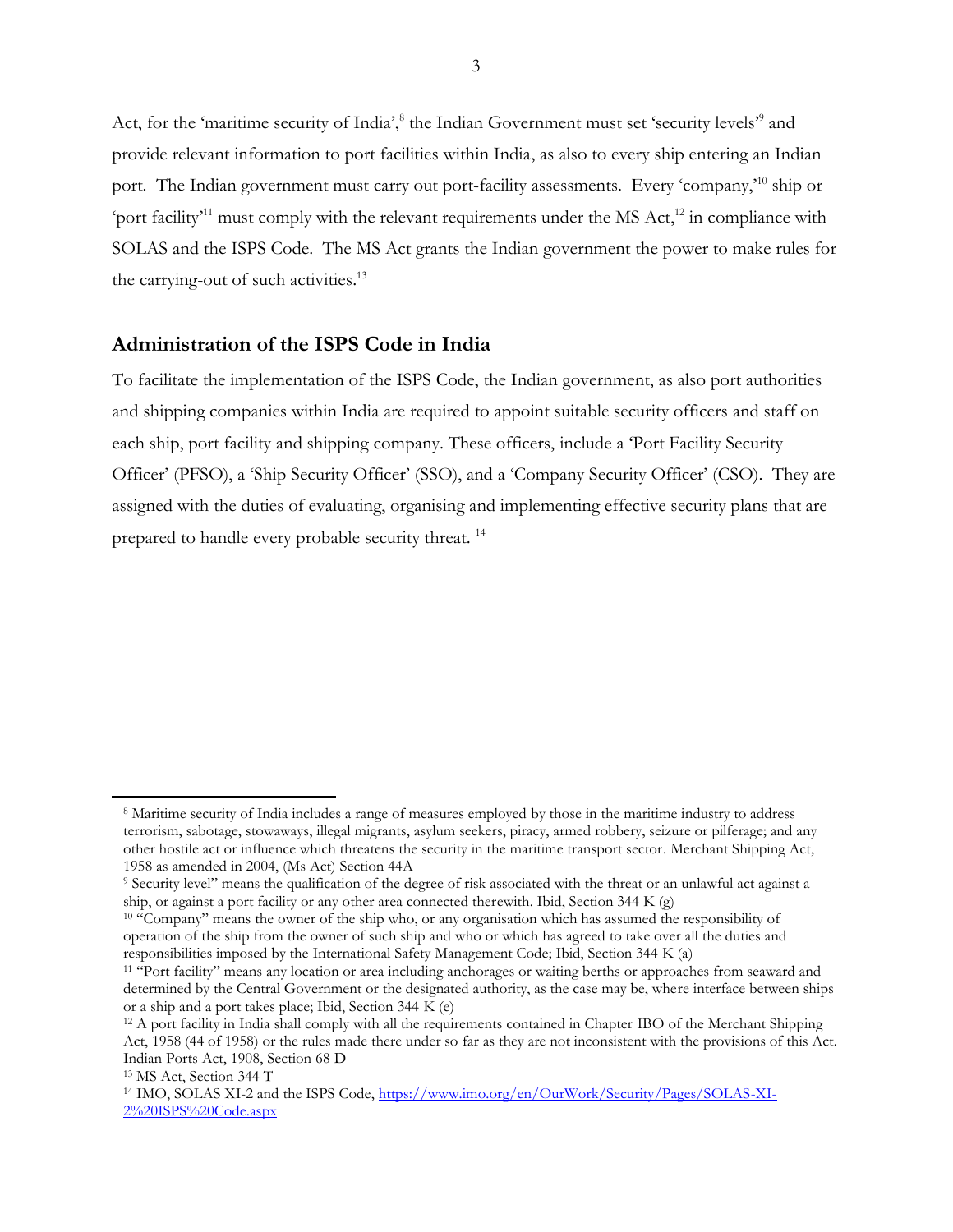Act, for the 'maritime security of India',[8] the Indian Government must set 'security levels'[9] and provide relevant information to port facilities within India, as also to every ship entering an Indian port. The Indian government must carry out port-facility assessments. Every 'company,'[10] ship or 'port facility'[11] must comply with the relevant requirements under the MS Act,[12] in compliance with SOLAS and the ISPS Code. The MS Act grants the Indian government the power to make rules for the carrying-out of such activities.[13]

## Administration of the ISPS Code in India

To facilitate the implementation of the ISPS Code, the Indian government, as also port authorities and shipping companies within India are required to appoint suitable security officers and staff on each ship, port facility and shipping company. These officers, include a 'Port Facility Security Officer' (PFSO), a 'Ship Security Officer' (SSO), and a 'Company Security Officer' (CSO). They are assigned with the duties of evaluating, organising and implementing effective security plans that are prepared to handle every probable security threat. [14]

---

[8] Maritime security of India includes a range of measures employed by those in the maritime industry to address terrorism, sabotage, stowaways, illegal migrants, asylum seekers, piracy, armed robbery, seizure or pilferage; and any other hostile act or influence which threatens the security in the maritime transport sector. Merchant Shipping Act, 1958 as amended in 2004, (Ms Act) Section 44A

[9] Security level" means the qualification of the degree of risk associated with the threat or an unlawful act against a ship, or against a port facility or any other area connected therewith. Ibid, Section 344 K (g)

[10] "Company" means the owner of the ship who, or any organisation which has assumed the responsibility of operation of the ship from the owner of such ship and who or which has agreed to take over all the duties and responsibilities imposed by the International Safety Management Code; Ibid, Section 344 K (a)

[11] "Port facility" means any location or area including anchorages or waiting berths or approaches from seaward and determined by the Central Government or the designated authority, as the case may be, where interface between ships or a ship and a port takes place; Ibid, Section 344 K (e)

[12] A port facility in India shall comply with all the requirements contained in Chapter IBO of the Merchant Shipping Act, 1958 (44 of 1958) or the rules made there under so far as they are not inconsistent with the provisions of this Act. Indian Ports Act, 1908, Section 68 D

[13] MS Act, Section 344 T

[14] IMO, SOLAS XI-2 and the ISPS Code, https://www.imo.org/en/OurWork/Security/Pages/SOLAS-XI-2%20ISPS%20Code.aspx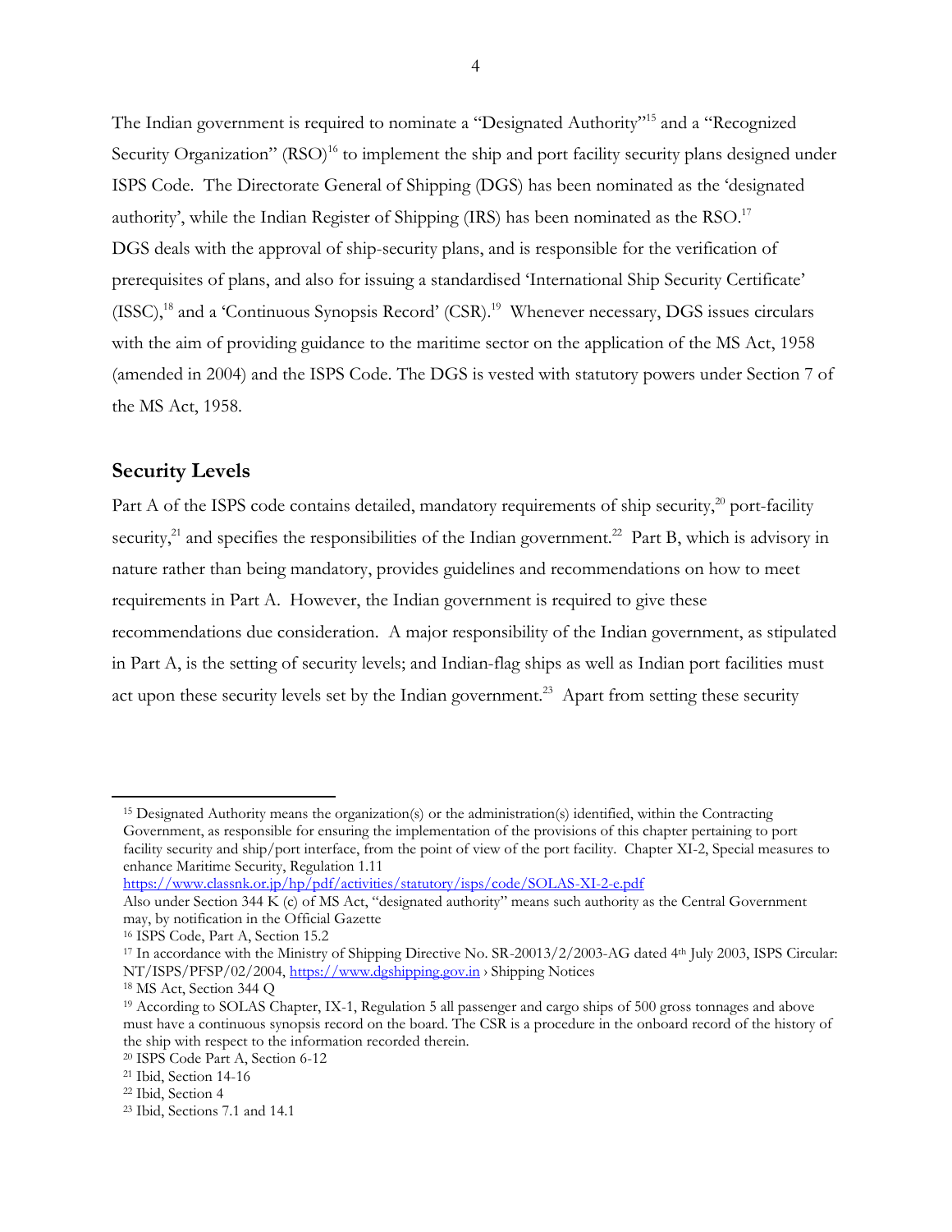The Indian government is required to nominate a "Designated Authority"[15] and a "Recognized Security Organization" (RSO)[16] to implement the ship and port facility security plans designed under ISPS Code. The Directorate General of Shipping (DGS) has been nominated as the 'designated authority', while the Indian Register of Shipping (IRS) has been nominated as the RSO.[17] DGS deals with the approval of ship-security plans, and is responsible for the verification of prerequisites of plans, and also for issuing a standardised 'International Ship Security Certificate' (ISSC),[18] and a 'Continuous Synopsis Record' (CSR).[19] Whenever necessary, DGS issues circulars with the aim of providing guidance to the maritime sector on the application of the MS Act, 1958 (amended in 2004) and the ISPS Code. The DGS is vested with statutory powers under Section 7 of the MS Act, 1958.

## Security Levels

Part A of the ISPS code contains detailed, mandatory requirements of ship security,[20] port-facility security,[21] and specifies the responsibilities of the Indian government.[22] Part B, which is advisory in nature rather than being mandatory, provides guidelines and recommendations on how to meet requirements in Part A. However, the Indian government is required to give these recommendations due consideration. A major responsibility of the Indian government, as stipulated in Part A, is the setting of security levels; and Indian-flag ships as well as Indian port facilities must act upon these security levels set by the Indian government.[23] Apart from setting these security

---

[15] Designated Authority means the organization(s) or the administration(s) identified, within the Contracting Government, as responsible for ensuring the implementation of the provisions of this chapter pertaining to port facility security and ship/port interface, from the point of view of the port facility. Chapter XI-2, Special measures to enhance Maritime Security, Regulation 1.11
https://www.classnk.or.jp/hp/pdf/activities/statutory/isps/code/SOLAS-XI-2-e.pdf
Also under Section 344 K (c) of MS Act, "designated authority" means such authority as the Central Government may, by notification in the Official Gazette

[16] ISPS Code, Part A, Section 15.2

[17] In accordance with the Ministry of Shipping Directive No. SR-20013/2/2003-AG dated 4th July 2003, ISPS Circular: NT/ISPS/PFSP/02/2004, https://www.dgshipping.gov.in › Shipping Notices

[18] MS Act, Section 344 Q

[19] According to SOLAS Chapter, IX-1, Regulation 5 all passenger and cargo ships of 500 gross tonnages and above must have a continuous synopsis record on the board. The CSR is a procedure in the onboard record of the history of the ship with respect to the information recorded therein.

[20] ISPS Code Part A, Section 6-12

[21] Ibid, Section 14-16

[22] Ibid, Section 4

[23] Ibid, Sections 7.1 and 14.1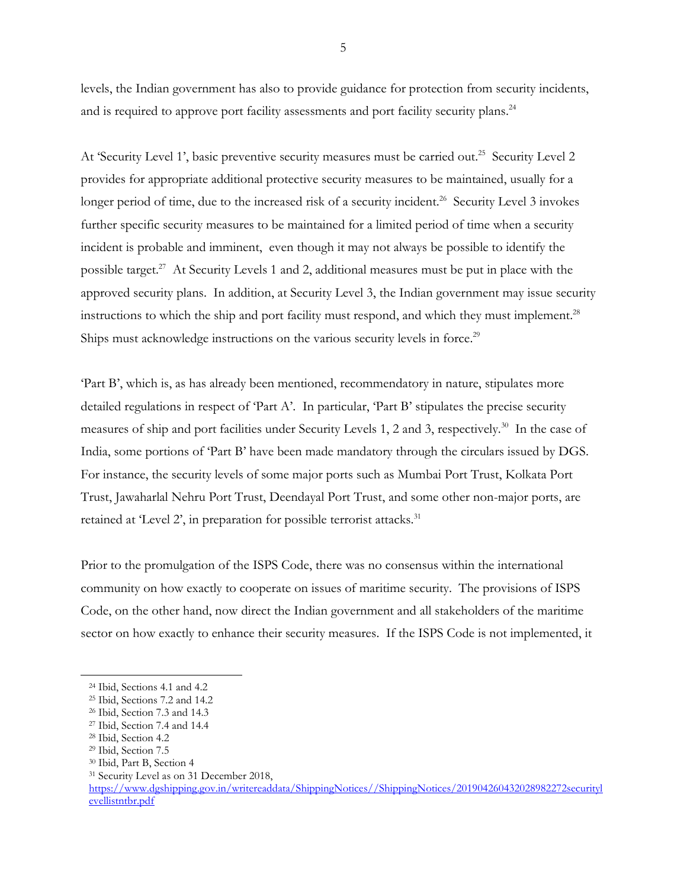levels, the Indian government has also to provide guidance for protection from security incidents, and is required to approve port facility assessments and port facility security plans.[24]

At 'Security Level 1', basic preventive security measures must be carried out.[25] Security Level 2 provides for appropriate additional protective security measures to be maintained, usually for a longer period of time, due to the increased risk of a security incident.[26] Security Level 3 invokes further specific security measures to be maintained for a limited period of time when a security incident is probable and imminent, even though it may not always be possible to identify the possible target.[27] At Security Levels 1 and 2, additional measures must be put in place with the approved security plans. In addition, at Security Level 3, the Indian government may issue security instructions to which the ship and port facility must respond, and which they must implement.[28] Ships must acknowledge instructions on the various security levels in force.[29]

'Part B', which is, as has already been mentioned, recommendatory in nature, stipulates more detailed regulations in respect of 'Part A'. In particular, 'Part B' stipulates the precise security measures of ship and port facilities under Security Levels 1, 2 and 3, respectively.[30] In the case of India, some portions of 'Part B' have been made mandatory through the circulars issued by DGS. For instance, the security levels of some major ports such as Mumbai Port Trust, Kolkata Port Trust, Jawaharlal Nehru Port Trust, Deendayal Port Trust, and some other non-major ports, are retained at 'Level 2', in preparation for possible terrorist attacks.[31]

Prior to the promulgation of the ISPS Code, there was no consensus within the international community on how exactly to cooperate on issues of maritime security. The provisions of ISPS Code, on the other hand, now direct the Indian government and all stakeholders of the maritime sector on how exactly to enhance their security measures. If the ISPS Code is not implemented, it

---

[24] Ibid, Sections 4.1 and 4.2

[25] Ibid, Sections 7.2 and 14.2

[26] Ibid, Section 7.3 and 14.3

[27] Ibid, Section 7.4 and 14.4

[28] Ibid, Section 4.2

[29] Ibid, Section 7.5

[30] Ibid, Part B, Section 4

[31] Security Level as on 31 December 2018, https://www.dgshipping.gov.in/writereaddata/ShippingNotices//ShippingNotices/201904260432028982272securitylevellistntbr.pdf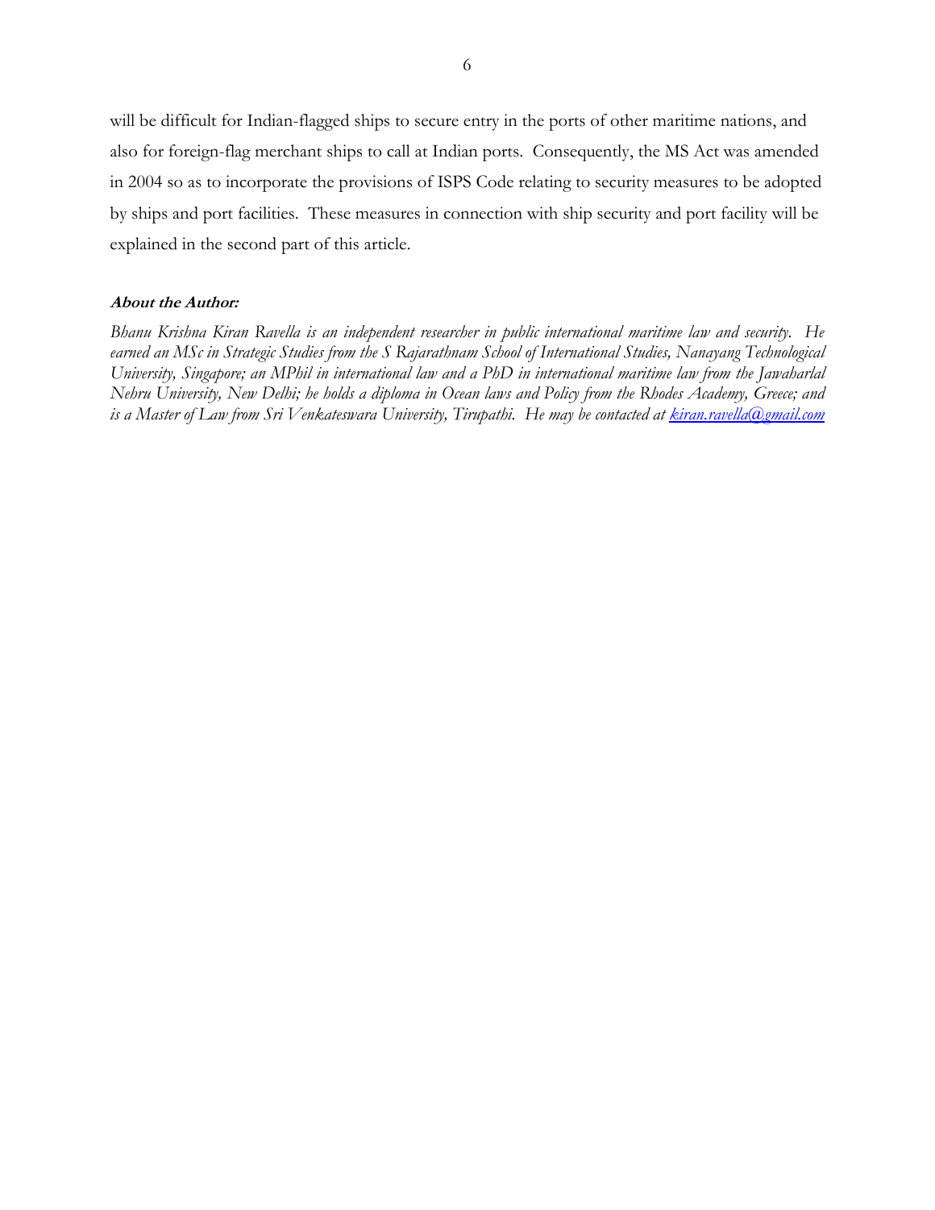will be difficult for Indian-flagged ships to secure entry in the ports of other maritime nations, and also for foreign-flag merchant ships to call at Indian ports. Consequently, the MS Act was amended in 2004 so as to incorporate the provisions of ISPS Code relating to security measures to be adopted by ships and port facilities. These measures in connection with ship security and port facility will be explained in the second part of this article.

***About the Author:***

*Bhanu Krishna Kiran Ravella is an independent researcher in public international maritime law and security. He earned an MSc in Strategic Studies from the S Rajarathnam School of International Studies, Nanayang Technological University, Singapore; an MPhil in international law and a PhD in international maritime law from the Jawaharlal Nehru University, New Delhi; he holds a diploma in Ocean laws and Policy from the Rhodes Academy, Greece; and is a Master of Law from Sri Venkateswara University, Tirupathi. He may be contacted at [kiran.ravella@gmail.com](mailto:kiran.ravella@gmail.com)*